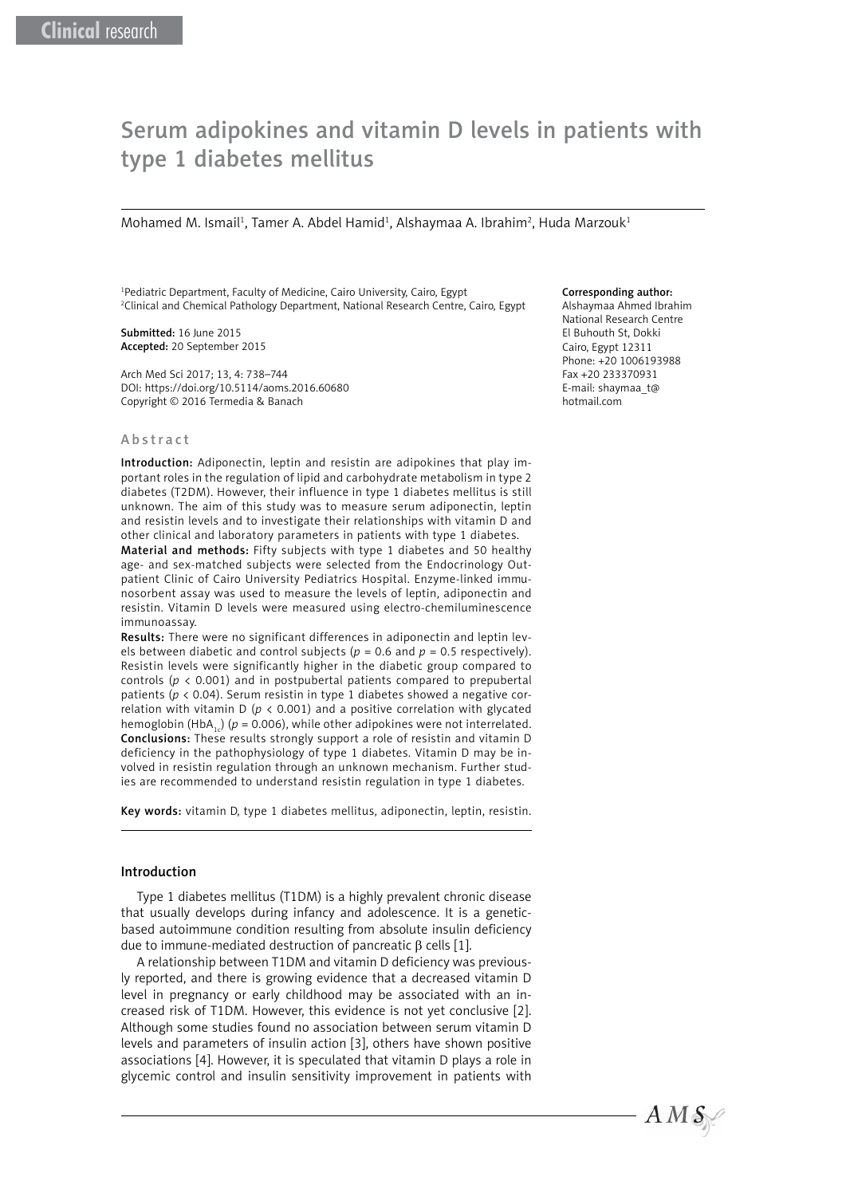Clinical research

# Serum adipokines and vitamin D levels in patients with type 1 diabetes mellitus

Mohamed M. Ismail[1], Tamer A. Abdel Hamid[1], Alshaymaa A. Ibrahim[2], Huda Marzouk[1]

[1]Pediatric Department, Faculty of Medicine, Cairo University, Cairo, Egypt
[2]Clinical and Chemical Pathology Department, National Research Centre, Cairo, Egypt

**Submitted:** 16 June 2015
**Accepted:** 20 September 2015

Arch Med Sci 2017; 13, 4: 738–744
DOI: https://doi.org/10.5114/aoms.2016.60680
Copyright © 2016 Termedia & Banach

**Corresponding author:**
Alshaymaa Ahmed Ibrahim
National Research Centre
El Buhouth St, Dokki
Cairo, Egypt 12311
Phone: +20 1006193988
Fax +20 233370931
E-mail: shaymaa_t@hotmail.com

## Abstract

**Introduction:** Adiponectin, leptin and resistin are adipokines that play important roles in the regulation of lipid and carbohydrate metabolism in type 2 diabetes (T2DM). However, their influence in type 1 diabetes mellitus is still unknown. The aim of this study was to measure serum adiponectin, leptin and resistin levels and to investigate their relationships with vitamin D and other clinical and laboratory parameters in patients with type 1 diabetes.

**Material and methods:** Fifty subjects with type 1 diabetes and 50 healthy age- and sex-matched subjects were selected from the Endocrinology Outpatient Clinic of Cairo University Pediatrics Hospital. Enzyme-linked immunosorbent assay was used to measure the levels of leptin, adiponectin and resistin. Vitamin D levels were measured using electro-chemiluminescence immunoassay.

**Results:** There were no significant differences in adiponectin and leptin levels between diabetic and control subjects ($p = 0.6$ and $p = 0.5$ respectively). Resistin levels were significantly higher in the diabetic group compared to controls ($p < 0.001$) and in postpubertal patients compared to prepubertal patients ($p < 0.04$). Serum resistin in type 1 diabetes showed a negative correlation with vitamin D ($p < 0.001$) and a positive correlation with glycated hemoglobin ($HbA_{1c}$) ($p = 0.006$), while other adipokines were not interrelated.

**Conclusions:** These results strongly support a role of resistin and vitamin D deficiency in the pathophysiology of type 1 diabetes. Vitamin D may be involved in resistin regulation through an unknown mechanism. Further studies are recommended to understand resistin regulation in type 1 diabetes.

**Key words:** vitamin D, type 1 diabetes mellitus, adiponectin, leptin, resistin.

## Introduction

Type 1 diabetes mellitus (T1DM) is a highly prevalent chronic disease that usually develops during infancy and adolescence. It is a genetic-based autoimmune condition resulting from absolute insulin deficiency due to immune-mediated destruction of pancreatic β cells [1].

A relationship between T1DM and vitamin D deficiency was previously reported, and there is growing evidence that a decreased vitamin D level in pregnancy or early childhood may be associated with an increased risk of T1DM. However, this evidence is not yet conclusive [2]. Although some studies found no association between serum vitamin D levels and parameters of insulin action [3], others have shown positive associations [4]. However, it is speculated that vitamin D plays a role in glycemic control and insulin sensitivity improvement in patients with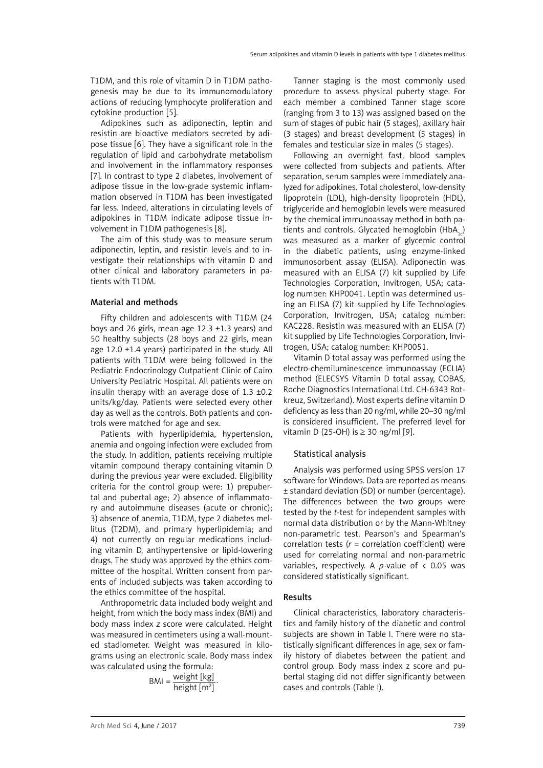T1DM, and this role of vitamin D in T1DM pathogenesis may be due to its immunomodulatory actions of reducing lymphocyte proliferation and cytokine production [5].

Adipokines such as adiponectin, leptin and resistin are bioactive mediators secreted by adipose tissue [6]. They have a significant role in the regulation of lipid and carbohydrate metabolism and involvement in the inflammatory responses [7]. In contrast to type 2 diabetes, involvement of adipose tissue in the low-grade systemic inflammation observed in T1DM has been investigated far less. Indeed, alterations in circulating levels of adipokines in T1DM indicate adipose tissue involvement in T1DM pathogenesis [8].

The aim of this study was to measure serum adiponectin, leptin, and resistin levels and to investigate their relationships with vitamin D and other clinical and laboratory parameters in patients with T1DM.

## Material and methods

Fifty children and adolescents with T1DM (24 boys and 26 girls, mean age 12.3 ±1.3 years) and 50 healthy subjects (28 boys and 22 girls, mean age 12.0 ±1.4 years) participated in the study. All patients with T1DM were being followed in the Pediatric Endocrinology Outpatient Clinic of Cairo University Pediatric Hospital. All patients were on insulin therapy with an average dose of 1.3 ±0.2 units/kg/day. Patients were selected every other day as well as the controls. Both patients and controls were matched for age and sex.

Patients with hyperlipidemia, hypertension, anemia and ongoing infection were excluded from the study. In addition, patients receiving multiple vitamin compound therapy containing vitamin D during the previous year were excluded. Eligibility criteria for the control group were: 1) prepubertal and pubertal age; 2) absence of inflammatory and autoimmune diseases (acute or chronic); 3) absence of anemia, T1DM, type 2 diabetes mellitus (T2DM), and primary hyperlipidemia; and 4) not currently on regular medications including vitamin D, antihypertensive or lipid-lowering drugs. The study was approved by the ethics committee of the hospital. Written consent from parents of included subjects was taken according to the ethics committee of the hospital.

Anthropometric data included body weight and height, from which the body mass index (BMI) and body mass index *z* score were calculated. Height was measured in centimeters using a wall-mounted stadiometer. Weight was measured in kilograms using an electronic scale. Body mass index was calculated using the formula:

$$\text{BMI} = \frac{\text{weight [kg]}}{\text{height [m}^2\text{]}}.$$

Tanner staging is the most commonly used procedure to assess physical puberty stage. For each member a combined Tanner stage score (ranging from 3 to 13) was assigned based on the sum of stages of pubic hair (5 stages), axillary hair (3 stages) and breast development (5 stages) in females and testicular size in males (5 stages).

Following an overnight fast, blood samples were collected from subjects and patients. After separation, serum samples were immediately analyzed for adipokines. Total cholesterol, low-density lipoprotein (LDL), high-density lipoprotein (HDL), triglyceride and hemoglobin levels were measured by the chemical immunoassay method in both patients and controls. Glycated hemoglobin ($HbA_{1c}$) was measured as a marker of glycemic control in the diabetic patients, using enzyme-linked immunosorbent assay (ELISA). Adiponectin was measured with an ELISA (7) kit supplied by Life Technologies Corporation, Invitrogen, USA; catalog number: KHP0041. Leptin was determined using an ELISA (7) kit supplied by Life Technologies Corporation, Invitrogen, USA; catalog number: KAC228. Resistin was measured with an ELISA (7) kit supplied by Life Technologies Corporation, Invitrogen, USA; catalog number: KHP0051.

Vitamin D total assay was performed using the electro-chemiluminescence immunoassay (ECLIA) method (ELECSYS Vitamin D total assay, COBAS, Roche Diagnostics International Ltd. CH-6343 Rotkreuz, Switzerland). Most experts define vitamin D deficiency as less than 20 ng/ml, while 20–30 ng/ml is considered insufficient. The preferred level for vitamin D (25-OH) is ≥ 30 ng/ml [9].

### Statistical analysis

Analysis was performed using SPSS version 17 software for Windows. Data are reported as means ± standard deviation (SD) or number (percentage). The differences between the two groups were tested by the *t*-test for independent samples with normal data distribution or by the Mann-Whitney non-parametric test. Pearson's and Spearman's correlation tests (*r* = correlation coefficient) were used for correlating normal and non-parametric variables, respectively. A *p*-value of $< 0.05$ was considered statistically significant.

## Results

Clinical characteristics, laboratory characteristics and family history of the diabetic and control subjects are shown in Table I. There were no statistically significant differences in age, sex or family history of diabetes between the patient and control group. Body mass index z score and pubertal staging did not differ significantly between cases and controls (Table I).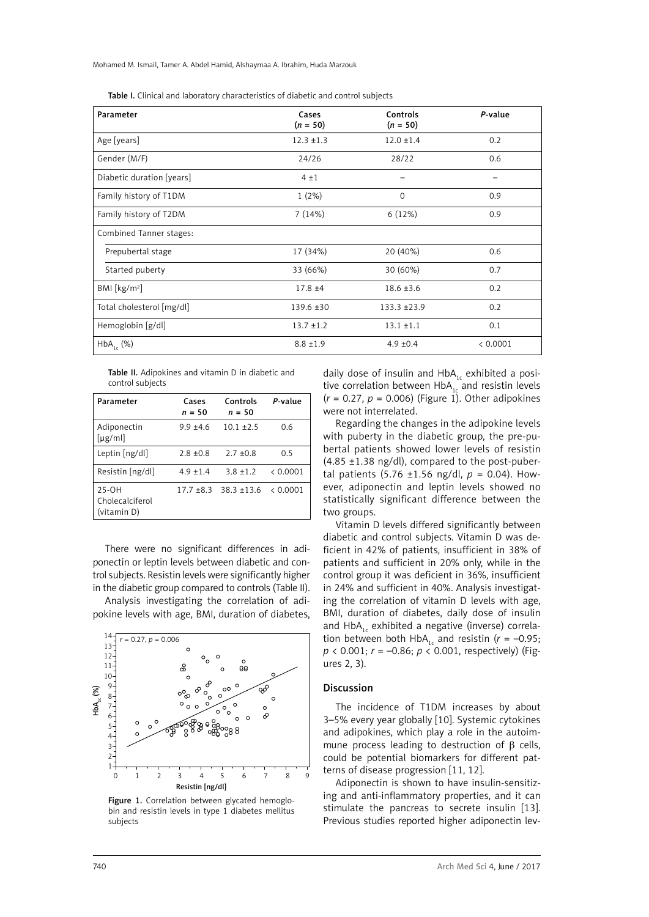Table I. Clinical and laboratory characteristics of diabetic and control subjects

| Parameter | Cases ($n$ = 50) | Controls ($n$ = 50) | $P$-value |
|---|---|---|---|
| Age [years] | 12.3 ±1.3 | 12.0 ±1.4 | 0.2 |
| Gender (M/F) | 24/26 | 28/22 | 0.6 |
| Diabetic duration [years] | 4 ±1 | – | – |
| Family history of T1DM | 1 (2%) | 0 | 0.9 |
| Family history of T2DM | 7 (14%) | 6 (12%) | 0.9 |
| Combined Tanner stages: | | | |
| Prepubertal stage | 17 (34%) | 20 (40%) | 0.6 |
| Started puberty | 33 (66%) | 30 (60%) | 0.7 |
| BMI [kg/m$^2$] | 17.8 ±4 | 18.6 ±3.6 | 0.2 |
| Total cholesterol [mg/dl] | 139.6 ±30 | 133.3 ±23.9 | 0.2 |
| Hemoglobin [g/dl] | 13.7 ±1.2 | 13.1 ±1.1 | 0.1 |
| $HbA_{1c}$ (%) | 8.8 ±1.9 | 4.9 ±0.4 | < 0.0001 |

Table II. Adipokines and vitamin D in diabetic and control subjects

| Parameter | Cases $n$ = 50 | Controls $n$ = 50 | $P$-value |
|---|---|---|---|
| Adiponectin [μg/ml] | 9.9 ±4.6 | 10.1 ±2.5 | 0.6 |
| Leptin [ng/dl] | 2.8 ±0.8 | 2.7 ±0.8 | 0.5 |
| Resistin [ng/dl] | 4.9 ±1.4 | 3.8 ±1.2 | < 0.0001 |
| 25-OH Cholecalciferol (vitamin D) | 17.7 ±8.3 | 38.3 ±13.6 | < 0.0001 |

There were no significant differences in adiponectin or leptin levels between diabetic and control subjects. Resistin levels were significantly higher in the diabetic group compared to controls (Table II).

Analysis investigating the correlation of adipokine levels with age, BMI, duration of diabetes, daily dose of insulin and $HbA_{1c}$ exhibited a positive correlation between $HbA_{1c}$ and resistin levels ($r$ = 0.27, $p$ = 0.006) (Figure 1). Other adipokines were not interrelated.

Figure 1. Correlation between glycated hemoglobin and resistin levels in type 1 diabetes mellitus subjects

Regarding the changes in the adipokine levels with puberty in the diabetic group, the pre-pubertal patients showed lower levels of resistin (4.85 ±1.38 ng/dl), compared to the post-pubertal patients (5.76 ±1.56 ng/dl, $p$ = 0.04). However, adiponectin and leptin levels showed no statistically significant difference between the two groups.

Vitamin D levels differed significantly between diabetic and control subjects. Vitamin D was deficient in 42% of patients, insufficient in 38% of patients and sufficient in 20% only, while in the control group it was deficient in 36%, insufficient in 24% and sufficient in 40%. Analysis investigating the correlation of vitamin D levels with age, BMI, duration of diabetes, daily dose of insulin and $HbA_{1c}$ exhibited a negative (inverse) correlation between both $HbA_{1c}$ and resistin ($r$ = –0.95; $p$ < 0.001; $r$ = –0.86; $p$ < 0.001, respectively) (Figures 2, 3).

## Discussion

The incidence of T1DM increases by about 3–5% every year globally [10]. Systemic cytokines and adipokines, which play a role in the autoimmune process leading to destruction of β cells, could be potential biomarkers for different patterns of disease progression [11, 12].

Adiponectin is shown to have insulin-sensitizing and anti-inflammatory properties, and it can stimulate the pancreas to secrete insulin [13]. Previous studies reported higher adiponectin lev-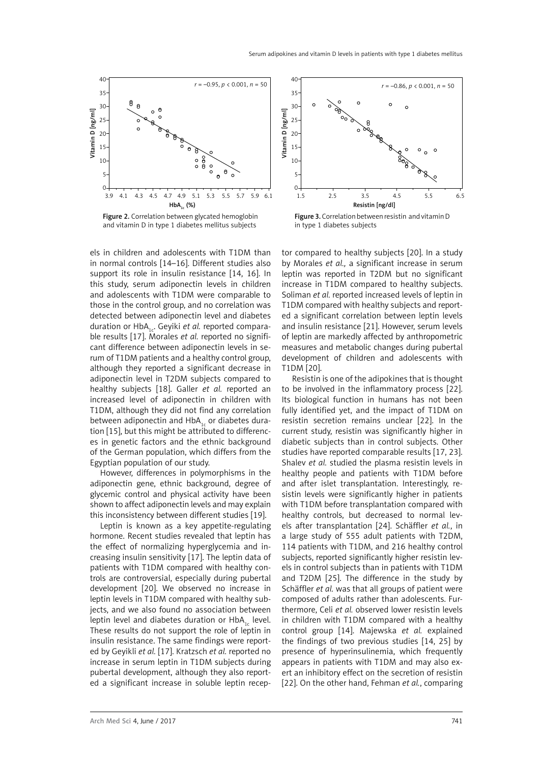Figure 2. Correlation between glycated hemoglobin and vitamin D in type 1 diabetes mellitus subjects

Figure 3. Correlation between resistin and vitamin D in type 1 diabetes subjects

els in children and adolescents with T1DM than in normal controls [14–16]. Different studies also support its role in insulin resistance [14, 16]. In this study, serum adiponectin levels in children and adolescents with T1DM were comparable to those in the control group, and no correlation was detected between adiponectin level and diabetes duration or $HbA_{1c}$. Geyiki *et al.* reported comparable results [17]. Morales *et al.* reported no significant difference between adiponectin levels in serum of T1DM patients and a healthy control group, although they reported a significant decrease in adiponectin level in T2DM subjects compared to healthy subjects [18]. Galler *et al.* reported an increased level of adiponectin in children with T1DM, although they did not find any correlation between adiponectin and $HbA_{1c}$ or diabetes duration [15], but this might be attributed to differences in genetic factors and the ethnic background of the German population, which differs from the Egyptian population of our study.

However, differences in polymorphisms in the adiponectin gene, ethnic background, degree of glycemic control and physical activity have been shown to affect adiponectin levels and may explain this inconsistency between different studies [19].

Leptin is known as a key appetite-regulating hormone. Recent studies revealed that leptin has the effect of normalizing hyperglycemia and increasing insulin sensitivity [17]. The leptin data of patients with T1DM compared with healthy controls are controversial, especially during pubertal development [20]. We observed no increase in leptin levels in T1DM compared with healthy subjects, and we also found no association between leptin level and diabetes duration or $HbA_{1c}$ level. These results do not support the role of leptin in insulin resistance. The same findings were reported by Geyikli *et al.* [17]. Kratzsch *et al.* reported no increase in serum leptin in T1DM subjects during pubertal development, although they also reported a significant increase in soluble leptin receptor compared to healthy subjects [20]. In a study by Morales *et al.,* a significant increase in serum leptin was reported in T2DM but no significant increase in T1DM compared to healthy subjects. Soliman *et al.* reported increased levels of leptin in T1DM compared with healthy subjects and reported a significant correlation between leptin levels and insulin resistance [21]. However, serum levels of leptin are markedly affected by anthropometric measures and metabolic changes during pubertal development of children and adolescents with T1DM [20].

Resistin is one of the adipokines that is thought to be involved in the inflammatory process [22]. Its biological function in humans has not been fully identified yet, and the impact of T1DM on resistin secretion remains unclear [22]. In the current study, resistin was significantly higher in diabetic subjects than in control subjects. Other studies have reported comparable results [17, 23]. Shalev *et al.* studied the plasma resistin levels in healthy people and patients with T1DM before and after islet transplantation. Interestingly, resistin levels were significantly higher in patients with T1DM before transplantation compared with healthy controls, but decreased to normal levels after transplantation [24]. Schäffler *et al.*, in a large study of 555 adult patients with T2DM, 114 patients with T1DM, and 216 healthy control subjects, reported significantly higher resistin levels in control subjects than in patients with T1DM and T2DM [25]. The difference in the study by Schäffler *et al.* was that all groups of patient were composed of adults rather than adolescents. Furthermore, Celi *et al.* observed lower resistin levels in children with T1DM compared with a healthy control group [14]. Majewska *et al.* explained the findings of two previous studies [14, 25] by presence of hyperinsulinemia, which frequently appears in patients with T1DM and may also exert an inhibitory effect on the secretion of resistin [22]. On the other hand, Fehman *et al.*, comparing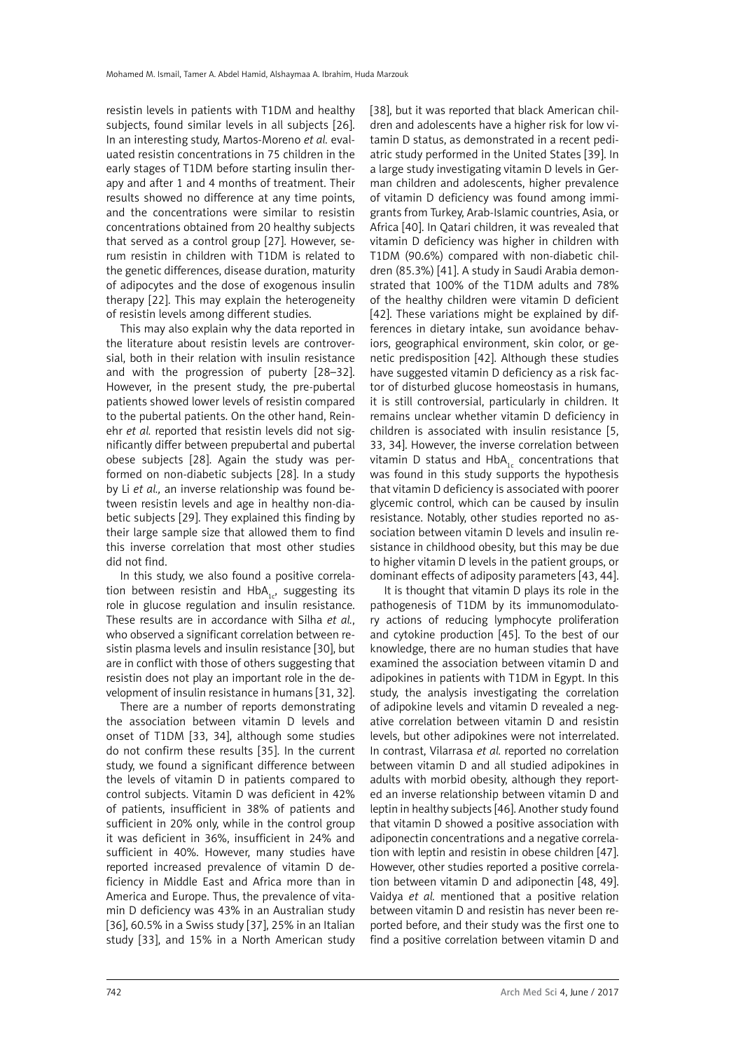resistin levels in patients with T1DM and healthy subjects, found similar levels in all subjects [26]. In an interesting study, Martos-Moreno *et al.* evaluated resistin concentrations in 75 children in the early stages of T1DM before starting insulin therapy and after 1 and 4 months of treatment. Their results showed no difference at any time points, and the concentrations were similar to resistin concentrations obtained from 20 healthy subjects that served as a control group [27]. However, serum resistin in children with T1DM is related to the genetic differences, disease duration, maturity of adipocytes and the dose of exogenous insulin therapy [22]. This may explain the heterogeneity of resistin levels among different studies.

This may also explain why the data reported in the literature about resistin levels are controversial, both in their relation with insulin resistance and with the progression of puberty [28–32]. However, in the present study, the pre-pubertal patients showed lower levels of resistin compared to the pubertal patients. On the other hand, Reinehr *et al.* reported that resistin levels did not significantly differ between prepubertal and pubertal obese subjects [28]. Again the study was performed on non-diabetic subjects [28]. In a study by Li *et al.,* an inverse relationship was found between resistin levels and age in healthy non-diabetic subjects [29]. They explained this finding by their large sample size that allowed them to find this inverse correlation that most other studies did not find.

In this study, we also found a positive correlation between resistin and $HbA_{1c}$, suggesting its role in glucose regulation and insulin resistance. These results are in accordance with Silha *et al.*, who observed a significant correlation between resistin plasma levels and insulin resistance [30], but are in conflict with those of others suggesting that resistin does not play an important role in the development of insulin resistance in humans [31, 32].

There are a number of reports demonstrating the association between vitamin D levels and onset of T1DM [33, 34], although some studies do not confirm these results [35]. In the current study, we found a significant difference between the levels of vitamin D in patients compared to control subjects. Vitamin D was deficient in 42% of patients, insufficient in 38% of patients and sufficient in 20% only, while in the control group it was deficient in 36%, insufficient in 24% and sufficient in 40%. However, many studies have reported increased prevalence of vitamin D deficiency in Middle East and Africa more than in America and Europe. Thus, the prevalence of vitamin D deficiency was 43% in an Australian study [36], 60.5% in a Swiss study [37], 25% in an Italian study [33], and 15% in a North American study [38], but it was reported that black American children and adolescents have a higher risk for low vitamin D status, as demonstrated in a recent pediatric study performed in the United States [39]. In a large study investigating vitamin D levels in German children and adolescents, higher prevalence of vitamin D deficiency was found among immigrants from Turkey, Arab-Islamic countries, Asia, or Africa [40]. In Qatari children, it was revealed that vitamin D deficiency was higher in children with T1DM (90.6%) compared with non-diabetic children (85.3%) [41]. A study in Saudi Arabia demonstrated that 100% of the T1DM adults and 78% of the healthy children were vitamin D deficient [42]. These variations might be explained by differences in dietary intake, sun avoidance behaviors, geographical environment, skin color, or genetic predisposition [42]. Although these studies have suggested vitamin D deficiency as a risk factor of disturbed glucose homeostasis in humans, it is still controversial, particularly in children. It remains unclear whether vitamin D deficiency in children is associated with insulin resistance [5, 33, 34]. However, the inverse correlation between vitamin D status and $HbA_{1c}$ concentrations that was found in this study supports the hypothesis that vitamin D deficiency is associated with poorer glycemic control, which can be caused by insulin resistance. Notably, other studies reported no association between vitamin D levels and insulin resistance in childhood obesity, but this may be due to higher vitamin D levels in the patient groups, or dominant effects of adiposity parameters [43, 44].

It is thought that vitamin D plays its role in the pathogenesis of T1DM by its immunomodulatory actions of reducing lymphocyte proliferation and cytokine production [45]. To the best of our knowledge, there are no human studies that have examined the association between vitamin D and adipokines in patients with T1DM in Egypt. In this study, the analysis investigating the correlation of adipokine levels and vitamin D revealed a negative correlation between vitamin D and resistin levels, but other adipokines were not interrelated. In contrast, Vilarrasa *et al.* reported no correlation between vitamin D and all studied adipokines in adults with morbid obesity, although they reported an inverse relationship between vitamin D and leptin in healthy subjects [46]. Another study found that vitamin D showed a positive association with adiponectin concentrations and a negative correlation with leptin and resistin in obese children [47]. However, other studies reported a positive correlation between vitamin D and adiponectin [48, 49]. Vaidya *et al.* mentioned that a positive relation between vitamin D and resistin has never been reported before, and their study was the first one to find a positive correlation between vitamin D and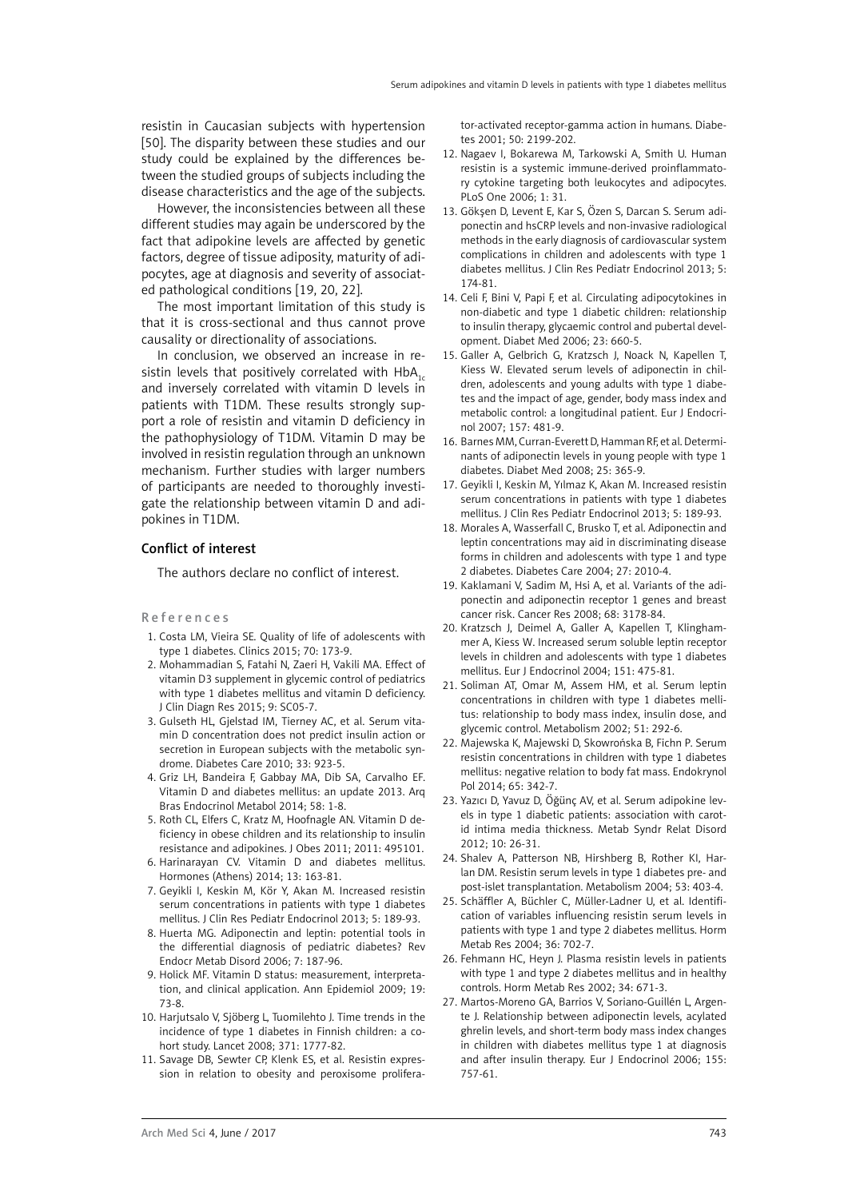resistin in Caucasian subjects with hypertension [50]. The disparity between these studies and our study could be explained by the differences between the studied groups of subjects including the disease characteristics and the age of the subjects.

However, the inconsistencies between all these different studies may again be underscored by the fact that adipokine levels are affected by genetic factors, degree of tissue adiposity, maturity of adipocytes, age at diagnosis and severity of associated pathological conditions [19, 20, 22].

The most important limitation of this study is that it is cross-sectional and thus cannot prove causality or directionality of associations.

In conclusion, we observed an increase in resistin levels that positively correlated with $HbA_{1c}$ and inversely correlated with vitamin D levels in patients with T1DM. These results strongly support a role of resistin and vitamin D deficiency in the pathophysiology of T1DM. Vitamin D may be involved in resistin regulation through an unknown mechanism. Further studies with larger numbers of participants are needed to thoroughly investigate the relationship between vitamin D and adipokines in T1DM.

## Conflict of interest

The authors declare no conflict of interest.

## References

1. Costa LM, Vieira SE. Quality of life of adolescents with type 1 diabetes. Clinics 2015; 70: 173-9.
2. Mohammadian S, Fatahi N, Zaeri H, Vakili MA. Effect of vitamin D3 supplement in glycemic control of pediatrics with type 1 diabetes mellitus and vitamin D deficiency. J Clin Diagn Res 2015; 9: SC05-7.
3. Gulseth HL, Gjelstad IM, Tierney AC, et al. Serum vitamin D concentration does not predict insulin action or secretion in European subjects with the metabolic syndrome. Diabetes Care 2010; 33: 923-5.
4. Griz LH, Bandeira F, Gabbay MA, Dib SA, Carvalho EF. Vitamin D and diabetes mellitus: an update 2013. Arq Bras Endocrinol Metabol 2014; 58: 1-8.
5. Roth CL, Elfers C, Kratz M, Hoofnagle AN. Vitamin D deficiency in obese children and its relationship to insulin resistance and adipokines. J Obes 2011; 2011: 495101.
6. Harinarayan CV. Vitamin D and diabetes mellitus. Hormones (Athens) 2014; 13: 163-81.
7. Geyikli I, Keskin M, Kör Y, Akan M. Increased resistin serum concentrations in patients with type 1 diabetes mellitus. J Clin Res Pediatr Endocrinol 2013; 5: 189-93.
8. Huerta MG. Adiponectin and leptin: potential tools in the differential diagnosis of pediatric diabetes? Rev Endocr Metab Disord 2006; 7: 187-96.
9. Holick MF. Vitamin D status: measurement, interpretation, and clinical application. Ann Epidemiol 2009; 19: 73-8.
10. Harjutsalo V, Sjöberg L, Tuomilehto J. Time trends in the incidence of type 1 diabetes in Finnish children: a cohort study. Lancet 2008; 371: 1777-82.
11. Savage DB, Sewter CP, Klenk ES, et al. Resistin expression in relation to obesity and peroxisome proliferator-activated receptor-gamma action in humans. Diabetes 2001; 50: 2199-202.
12. Nagaev I, Bokarewa M, Tarkowski A, Smith U. Human resistin is a systemic immune-derived proinflammatory cytokine targeting both leukocytes and adipocytes. PLoS One 2006; 1: 31.
13. Gökşen D, Levent E, Kar S, Özen S, Darcan S. Serum adiponectin and hsCRP levels and non-invasive radiological methods in the early diagnosis of cardiovascular system complications in children and adolescents with type 1 diabetes mellitus. J Clin Res Pediatr Endocrinol 2013; 5: 174-81.
14. Celi F, Bini V, Papi F, et al. Circulating adipocytokines in non-diabetic and type 1 diabetic children: relationship to insulin therapy, glycaemic control and pubertal development. Diabet Med 2006; 23: 660-5.
15. Galler A, Gelbrich G, Kratzsch J, Noack N, Kapellen T, Kiess W. Elevated serum levels of adiponectin in children, adolescents and young adults with type 1 diabetes and the impact of age, gender, body mass index and metabolic control: a longitudinal patient. Eur J Endocrinol 2007; 157: 481-9.
16. Barnes MM, Curran-Everett D, Hamman RF, et al. Determinants of adiponectin levels in young people with type 1 diabetes. Diabet Med 2008; 25: 365-9.
17. Geyikli I, Keskin M, Yılmaz K, Akan M. Increased resistin serum concentrations in patients with type 1 diabetes mellitus. J Clin Res Pediatr Endocrinol 2013; 5: 189-93.
18. Morales A, Wasserfall C, Brusko T, et al. Adiponectin and leptin concentrations may aid in discriminating disease forms in children and adolescents with type 1 and type 2 diabetes. Diabetes Care 2004; 27: 2010-4.
19. Kaklamani V, Sadim M, Hsi A, et al. Variants of the adiponectin and adiponectin receptor 1 genes and breast cancer risk. Cancer Res 2008; 68: 3178-84.
20. Kratzsch J, Deimel A, Galler A, Kapellen T, Klinghammer A, Kiess W. Increased serum soluble leptin receptor levels in children and adolescents with type 1 diabetes mellitus. Eur J Endocrinol 2004; 151: 475-81.
21. Soliman AT, Omar M, Assem HM, et al. Serum leptin concentrations in children with type 1 diabetes mellitus: relationship to body mass index, insulin dose, and glycemic control. Metabolism 2002; 51: 292-6.
22. Majewska K, Majewski D, Skowrońska B, Fichn P. Serum resistin concentrations in children with type 1 diabetes mellitus: negative relation to body fat mass. Endokrynol Pol 2014; 65: 342-7.
23. Yazıcı D, Yavuz D, Öğünç AV, et al. Serum adipokine levels in type 1 diabetic patients: association with carotid intima media thickness. Metab Syndr Relat Disord 2012; 10: 26-31.
24. Shalev A, Patterson NB, Hirshberg B, Rother KI, Harlan DM. Resistin serum levels in type 1 diabetes pre- and post-islet transplantation. Metabolism 2004; 53: 403-4.
25. Schäffler A, Büchler C, Müller-Ladner U, et al. Identification of variables influencing resistin serum levels in patients with type 1 and type 2 diabetes mellitus. Horm Metab Res 2004; 36: 702-7.
26. Fehmann HC, Heyn J. Plasma resistin levels in patients with type 1 and type 2 diabetes mellitus and in healthy controls. Horm Metab Res 2002; 34: 671-3.
27. Martos-Moreno GA, Barrios V, Soriano-Guillén L, Argente J. Relationship between adiponectin levels, acylated ghrelin levels, and short-term body mass index changes in children with diabetes mellitus type 1 at diagnosis and after insulin therapy. Eur J Endocrinol 2006; 155: 757-61.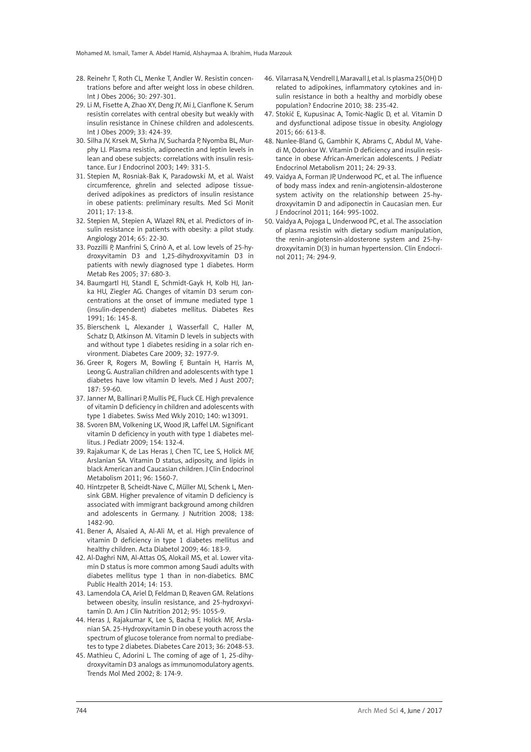28. Reinehr T, Roth CL, Menke T, Andler W. Resistin concentrations before and after weight loss in obese children. Int J Obes 2006; 30: 297-301.
29. Li M, Fisette A, Zhao XY, Deng JY, Mi J, Cianflone K. Serum resistin correlates with central obesity but weakly with insulin resistance in Chinese children and adolescents. Int J Obes 2009; 33: 424-39.
30. Silha JV, Krsek M, Skrha JV, Sucharda P, Nyomba BL, Murphy LJ. Plasma resistin, adiponectin and leptin levels in lean and obese subjects: correlations with insulin resistance. Eur J Endocrinol 2003; 149: 331-5.
31. Stepien M, Rosniak-Bak K, Paradowski M, et al. Waist circumference, ghrelin and selected adipose tissue-derived adipokines as predictors of insulin resistance in obese patients: preliminary results. Med Sci Monit 2011; 17: 13-8.
32. Stepien M, Stepien A, Wlazel RN, et al. Predictors of insulin resistance in patients with obesity: a pilot study. Angiology 2014; 65: 22-30.
33. Pozzilli P, Manfrini S, Crinò A, et al. Low levels of 25-hydroxyvitamin D3 and 1,25-dihydroxyvitamin D3 in patients with newly diagnosed type 1 diabetes. Horm Metab Res 2005; 37: 680-3.
34. Baumgartl HJ, Standl E, Schmidt-Gayk H, Kolb HJ, Janka HU, Ziegler AG. Changes of vitamin D3 serum concentrations at the onset of immune mediated type 1 (insulin-dependent) diabetes mellitus. Diabetes Res 1991; 16: 145-8.
35. Bierschenk L, Alexander J, Wasserfall C, Haller M, Schatz D, Atkinson M. Vitamin D levels in subjects with and without type 1 diabetes residing in a solar rich environment. Diabetes Care 2009; 32: 1977-9.
36. Greer R, Rogers M, Bowling F, Buntain H, Harris M, Leong G. Australian children and adolescents with type 1 diabetes have low vitamin D levels. Med J Aust 2007; 187: 59-60.
37. Janner M, Ballinari P, Mullis PE, Fluck CE. High prevalence of vitamin D deficiency in children and adolescents with type 1 diabetes. Swiss Med Wkly 2010; 140: w13091.
38. Svoren BM, Volkening LK, Wood JR, Laffel LM. Significant vitamin D deficiency in youth with type 1 diabetes mellitus. J Pediatr 2009; 154: 132-4.
39. Rajakumar K, de Las Heras J, Chen TC, Lee S, Holick MF, Arslanian SA. Vitamin D status, adiposity, and lipids in black American and Caucasian children. J Clin Endocrinol Metabolism 2011; 96: 1560-7.
40. Hintzpeter B, Scheidt-Nave C, Müller MJ, Schenk L, Mensink GBM. Higher prevalence of vitamin D deficiency is associated with immigrant background among children and adolescents in Germany. J Nutrition 2008; 138: 1482-90.
41. Bener A, Alsaied A, Al-Ali M, et al. High prevalence of vitamin D deficiency in type 1 diabetes mellitus and healthy children. Acta Diabetol 2009; 46: 183-9.
42. Al-Daghri NM, Al-Attas OS, Alokail MS, et al. Lower vitamin D status is more common among Saudi adults with diabetes mellitus type 1 than in non-diabetics. BMC Public Health 2014; 14: 153.
43. Lamendola CA, Ariel D, Feldman D, Reaven GM. Relations between obesity, insulin resistance, and 25-hydroxyvitamin D. Am J Clin Nutrition 2012; 95: 1055-9.
44. Heras J, Rajakumar K, Lee S, Bacha F, Holick MF, Arslanian SA. 25-Hydroxyvitamin D in obese youth across the spectrum of glucose tolerance from normal to prediabetes to type 2 diabetes. Diabetes Care 2013; 36: 2048-53.
45. Mathieu C, Adorini L. The coming of age of 1, 25-dihydroxyvitamin D3 analogs as immunomodulatory agents. Trends Mol Med 2002; 8: 174-9.
46. Vilarrasa N, Vendrell J, Maravall J, et al. Is plasma 25(OH) D related to adipokines, inflammatory cytokines and insulin resistance in both a healthy and morbidly obese population? Endocrine 2010; 38: 235-42.
47. Stokić E, Kupusinac A, Tomic-Naglic D, et al. Vitamin D and dysfunctional adipose tissue in obesity. Angiology 2015; 66: 613-8.
48. Nunlee-Bland G, Gambhir K, Abrams C, Abdul M, Vahedi M, Odonkor W. Vitamin D deficiency and insulin resistance in obese African-American adolescents. J Pediatr Endocrinol Metabolism 2011; 24: 29-33.
49. Vaidya A, Forman JP, Underwood PC, et al. The influence of body mass index and renin-angiotensin-aldosterone system activity on the relationship between 25-hydroxyvitamin D and adiponectin in Caucasian men. Eur J Endocrinol 2011; 164: 995-1002.
50. Vaidya A, Pojoga L, Underwood PC, et al. The association of plasma resistin with dietary sodium manipulation, the renin-angiotensin-aldosterone system and 25-hydroxyvitamin D(3) in human hypertension. Clin Endocrinol 2011; 74: 294-9.